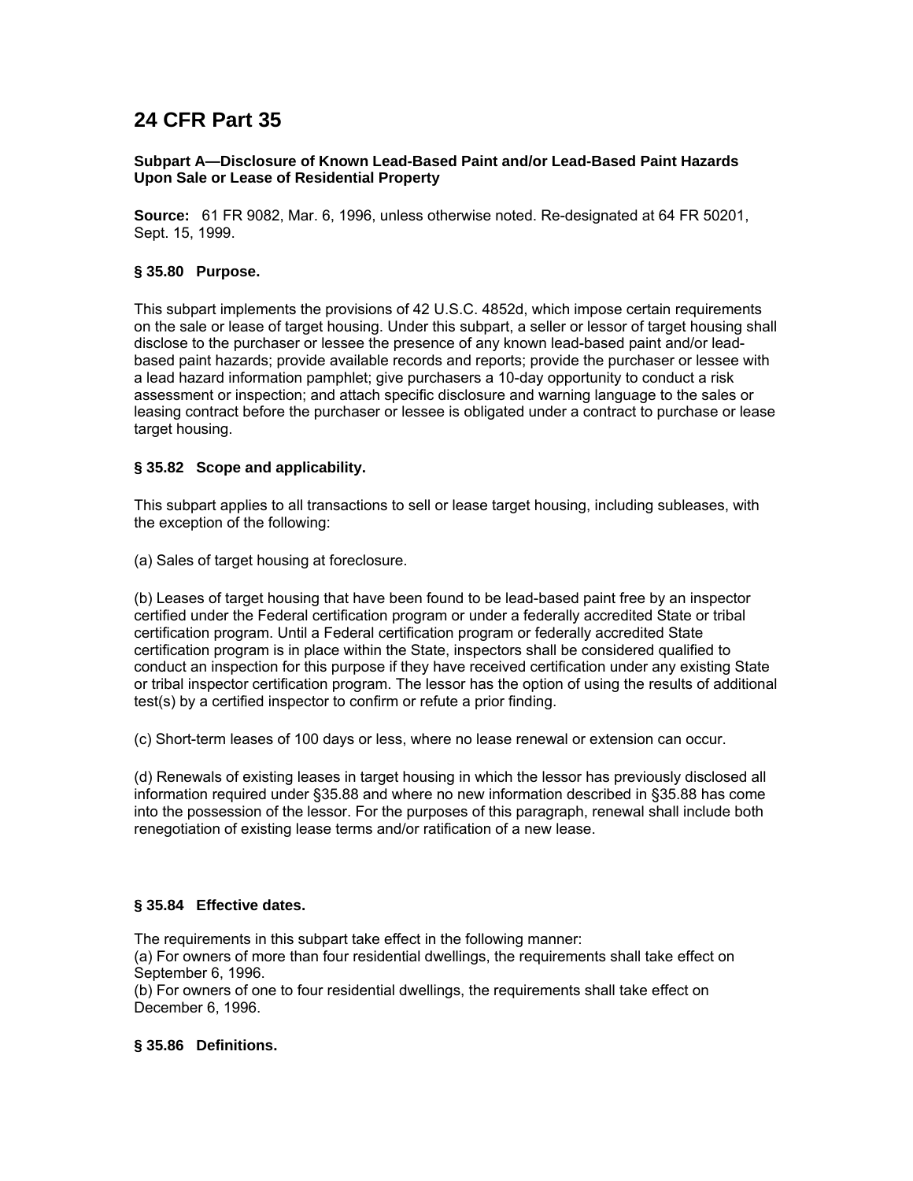# 24 CFR Part 35

### Subpart A—Disclosure of Known Lead-Based Paint and/or Lead-Based Paint Hazards Upon Sale or Lease of Residential Property

**Source:** 61 FR 9082, Mar. 6, 1996, unless otherwise noted. Re-designated at 64 FR 50201, Sept. 15, 1999.

### § 35.80 Purpose.

This subpart implements the provisions of 42 U.S.C. 4852d, which impose certain requirements on the sale or lease of target housing. Under this subpart, a seller or lessor of target housing shall disclose to the purchaser or lessee the presence of any known lead-based paint and/or lead-based paint hazards; provide available records and reports; provide the purchaser or lessee with a lead hazard information pamphlet; give purchasers a 10-day opportunity to conduct a risk assessment or inspection; and attach specific disclosure and warning language to the sales or leasing contract before the purchaser or lessee is obligated under a contract to purchase or lease target housing.

### § 35.82 Scope and applicability.

This subpart applies to all transactions to sell or lease target housing, including subleases, with the exception of the following:

(a) Sales of target housing at foreclosure.

(b) Leases of target housing that have been found to be lead-based paint free by an inspector certified under the Federal certification program or under a federally accredited State or tribal certification program. Until a Federal certification program or federally accredited State certification program is in place within the State, inspectors shall be considered qualified to conduct an inspection for this purpose if they have received certification under any existing State or tribal inspector certification program. The lessor has the option of using the results of additional test(s) by a certified inspector to confirm or refute a prior finding.

(c) Short-term leases of 100 days or less, where no lease renewal or extension can occur.

(d) Renewals of existing leases in target housing in which the lessor has previously disclosed all information required under §35.88 and where no new information described in §35.88 has come into the possession of the lessor. For the purposes of this paragraph, renewal shall include both renegotiation of existing lease terms and/or ratification of a new lease.

### § 35.84 Effective dates.

The requirements in this subpart take effect in the following manner:

(a) For owners of more than four residential dwellings, the requirements shall take effect on September 6, 1996.

(b) For owners of one to four residential dwellings, the requirements shall take effect on December 6, 1996.

### § 35.86 Definitions.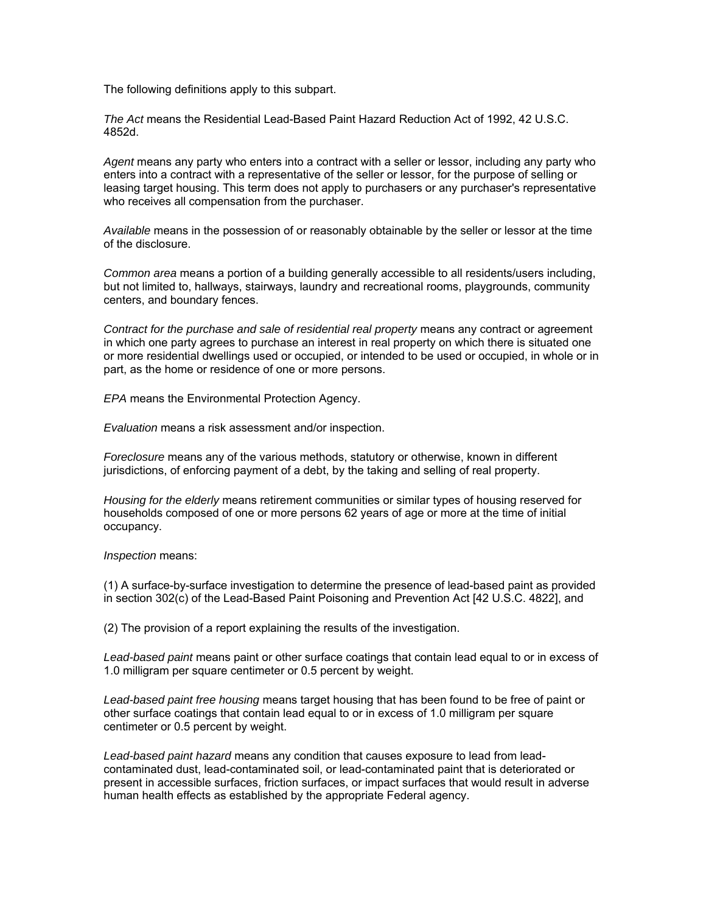The following definitions apply to this subpart.

*The Act* means the Residential Lead-Based Paint Hazard Reduction Act of 1992, 42 U.S.C. 4852d.

*Agent* means any party who enters into a contract with a seller or lessor, including any party who enters into a contract with a representative of the seller or lessor, for the purpose of selling or leasing target housing. This term does not apply to purchasers or any purchaser's representative who receives all compensation from the purchaser.

*Available* means in the possession of or reasonably obtainable by the seller or lessor at the time of the disclosure.

*Common area* means a portion of a building generally accessible to all residents/users including, but not limited to, hallways, stairways, laundry and recreational rooms, playgrounds, community centers, and boundary fences.

*Contract for the purchase and sale of residential real property* means any contract or agreement in which one party agrees to purchase an interest in real property on which there is situated one or more residential dwellings used or occupied, or intended to be used or occupied, in whole or in part, as the home or residence of one or more persons.

*EPA* means the Environmental Protection Agency.

*Evaluation* means a risk assessment and/or inspection.

*Foreclosure* means any of the various methods, statutory or otherwise, known in different jurisdictions, of enforcing payment of a debt, by the taking and selling of real property.

*Housing for the elderly* means retirement communities or similar types of housing reserved for households composed of one or more persons 62 years of age or more at the time of initial occupancy.

*Inspection* means:

(1) A surface-by-surface investigation to determine the presence of lead-based paint as provided in section 302(c) of the Lead-Based Paint Poisoning and Prevention Act [42 U.S.C. 4822], and

(2) The provision of a report explaining the results of the investigation.

*Lead-based paint* means paint or other surface coatings that contain lead equal to or in excess of 1.0 milligram per square centimeter or 0.5 percent by weight.

*Lead-based paint free housing* means target housing that has been found to be free of paint or other surface coatings that contain lead equal to or in excess of 1.0 milligram per square centimeter or 0.5 percent by weight.

*Lead-based paint hazard* means any condition that causes exposure to lead from lead-contaminated dust, lead-contaminated soil, or lead-contaminated paint that is deteriorated or present in accessible surfaces, friction surfaces, or impact surfaces that would result in adverse human health effects as established by the appropriate Federal agency.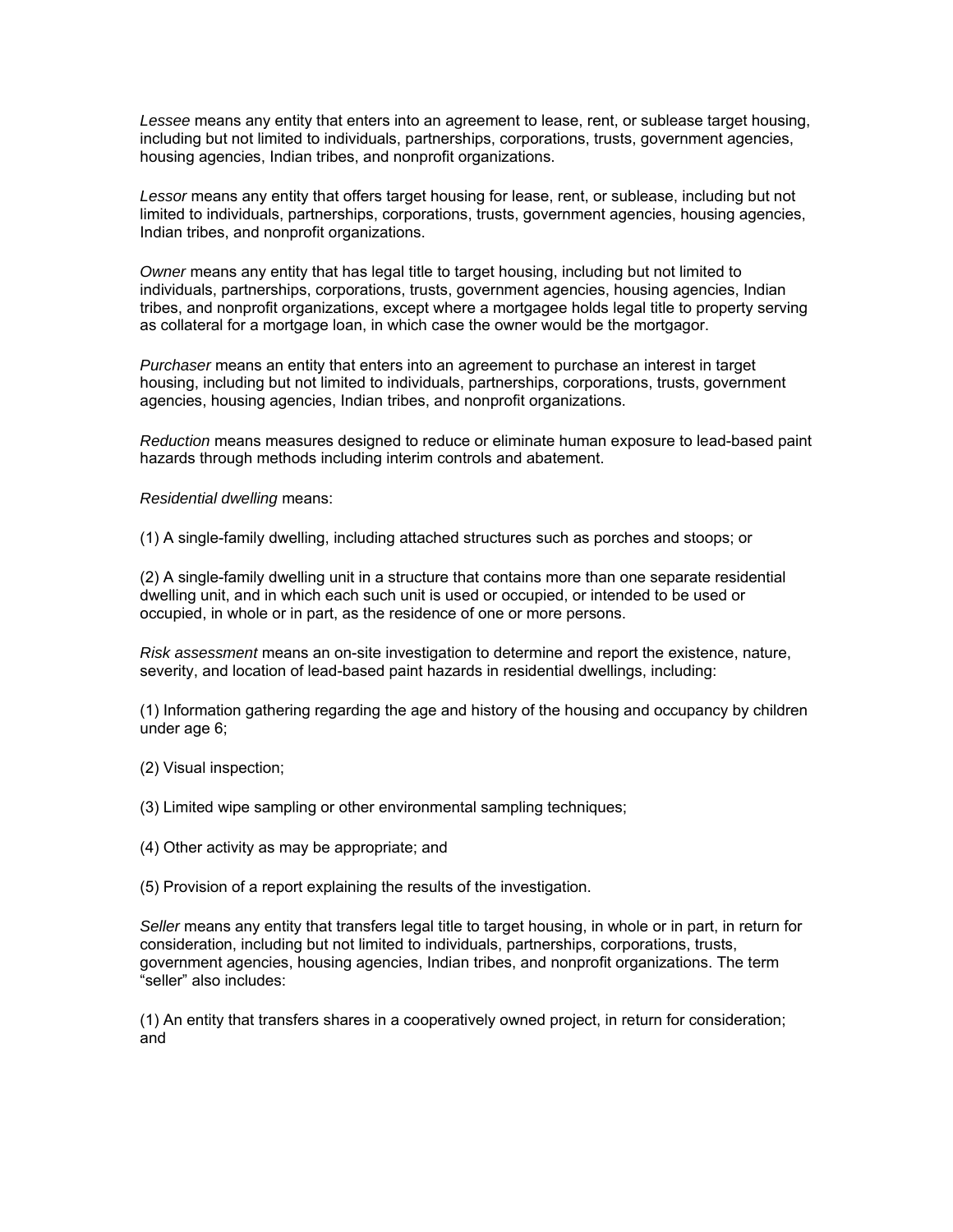*Lessee* means any entity that enters into an agreement to lease, rent, or sublease target housing, including but not limited to individuals, partnerships, corporations, trusts, government agencies, housing agencies, Indian tribes, and nonprofit organizations.

*Lessor* means any entity that offers target housing for lease, rent, or sublease, including but not limited to individuals, partnerships, corporations, trusts, government agencies, housing agencies, Indian tribes, and nonprofit organizations.

*Owner* means any entity that has legal title to target housing, including but not limited to individuals, partnerships, corporations, trusts, government agencies, housing agencies, Indian tribes, and nonprofit organizations, except where a mortgagee holds legal title to property serving as collateral for a mortgage loan, in which case the owner would be the mortgagor.

*Purchaser* means an entity that enters into an agreement to purchase an interest in target housing, including but not limited to individuals, partnerships, corporations, trusts, government agencies, housing agencies, Indian tribes, and nonprofit organizations.

*Reduction* means measures designed to reduce or eliminate human exposure to lead-based paint hazards through methods including interim controls and abatement.

*Residential dwelling* means:

(1) A single-family dwelling, including attached structures such as porches and stoops; or

(2) A single-family dwelling unit in a structure that contains more than one separate residential dwelling unit, and in which each such unit is used or occupied, or intended to be used or occupied, in whole or in part, as the residence of one or more persons.

*Risk assessment* means an on-site investigation to determine and report the existence, nature, severity, and location of lead-based paint hazards in residential dwellings, including:

(1) Information gathering regarding the age and history of the housing and occupancy by children under age 6;

(2) Visual inspection;

(3) Limited wipe sampling or other environmental sampling techniques;

(4) Other activity as may be appropriate; and

(5) Provision of a report explaining the results of the investigation.

*Seller* means any entity that transfers legal title to target housing, in whole or in part, in return for consideration, including but not limited to individuals, partnerships, corporations, trusts, government agencies, housing agencies, Indian tribes, and nonprofit organizations. The term "seller" also includes:

(1) An entity that transfers shares in a cooperatively owned project, in return for consideration; and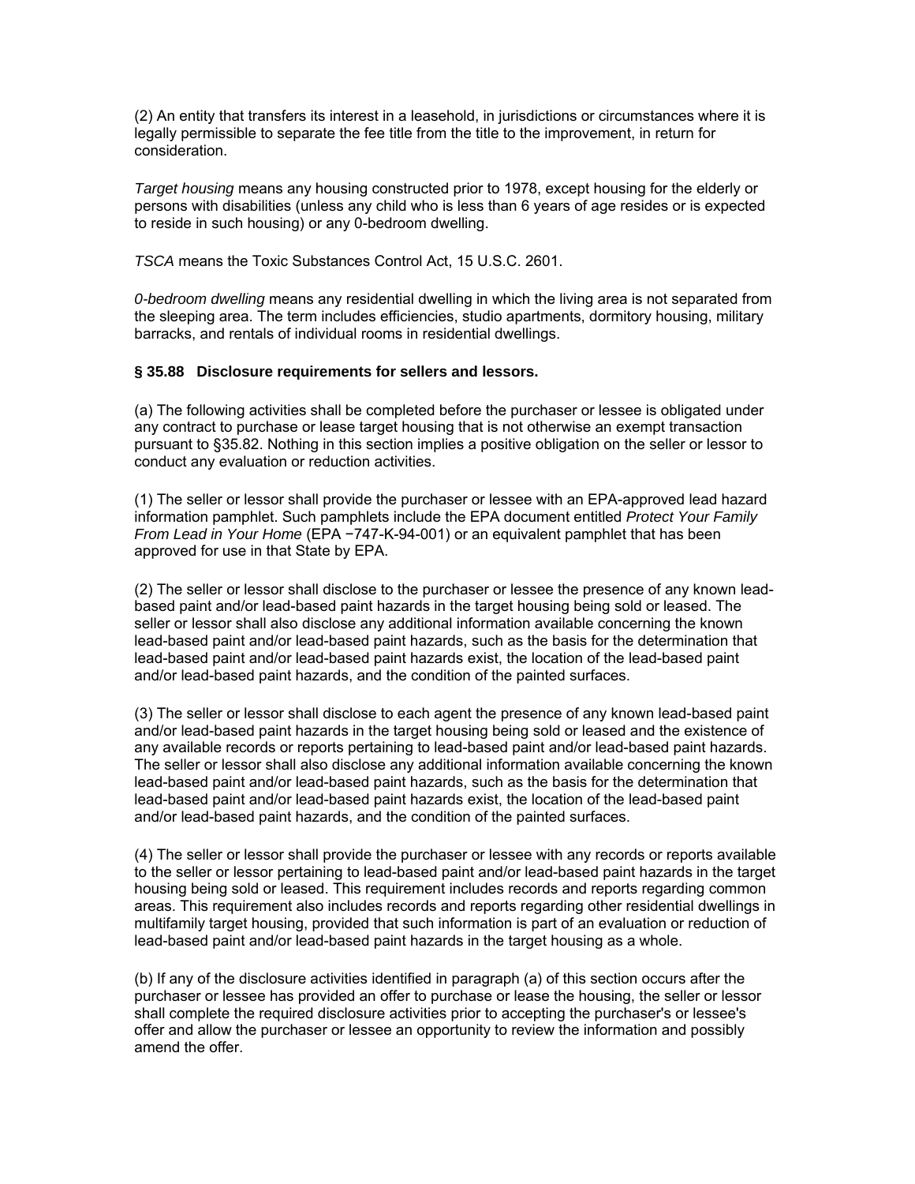(2) An entity that transfers its interest in a leasehold, in jurisdictions or circumstances where it is legally permissible to separate the fee title from the title to the improvement, in return for consideration.

*Target housing* means any housing constructed prior to 1978, except housing for the elderly or persons with disabilities (unless any child who is less than 6 years of age resides or is expected to reside in such housing) or any 0-bedroom dwelling.

*TSCA* means the Toxic Substances Control Act, 15 U.S.C. 2601.

*0-bedroom dwelling* means any residential dwelling in which the living area is not separated from the sleeping area. The term includes efficiencies, studio apartments, dormitory housing, military barracks, and rentals of individual rooms in residential dwellings.

**§ 35.88 Disclosure requirements for sellers and lessors.**

(a) The following activities shall be completed before the purchaser or lessee is obligated under any contract to purchase or lease target housing that is not otherwise an exempt transaction pursuant to §35.82. Nothing in this section implies a positive obligation on the seller or lessor to conduct any evaluation or reduction activities.

(1) The seller or lessor shall provide the purchaser or lessee with an EPA-approved lead hazard information pamphlet. Such pamphlets include the EPA document entitled *Protect Your Family From Lead in Your Home* (EPA −747-K-94-001) or an equivalent pamphlet that has been approved for use in that State by EPA.

(2) The seller or lessor shall disclose to the purchaser or lessee the presence of any known lead-based paint and/or lead-based paint hazards in the target housing being sold or leased. The seller or lessor shall also disclose any additional information available concerning the known lead-based paint and/or lead-based paint hazards, such as the basis for the determination that lead-based paint and/or lead-based paint hazards exist, the location of the lead-based paint and/or lead-based paint hazards, and the condition of the painted surfaces.

(3) The seller or lessor shall disclose to each agent the presence of any known lead-based paint and/or lead-based paint hazards in the target housing being sold or leased and the existence of any available records or reports pertaining to lead-based paint and/or lead-based paint hazards. The seller or lessor shall also disclose any additional information available concerning the known lead-based paint and/or lead-based paint hazards, such as the basis for the determination that lead-based paint and/or lead-based paint hazards exist, the location of the lead-based paint and/or lead-based paint hazards, and the condition of the painted surfaces.

(4) The seller or lessor shall provide the purchaser or lessee with any records or reports available to the seller or lessor pertaining to lead-based paint and/or lead-based paint hazards in the target housing being sold or leased. This requirement includes records and reports regarding common areas. This requirement also includes records and reports regarding other residential dwellings in multifamily target housing, provided that such information is part of an evaluation or reduction of lead-based paint and/or lead-based paint hazards in the target housing as a whole.

(b) If any of the disclosure activities identified in paragraph (a) of this section occurs after the purchaser or lessee has provided an offer to purchase or lease the housing, the seller or lessor shall complete the required disclosure activities prior to accepting the purchaser's or lessee's offer and allow the purchaser or lessee an opportunity to review the information and possibly amend the offer.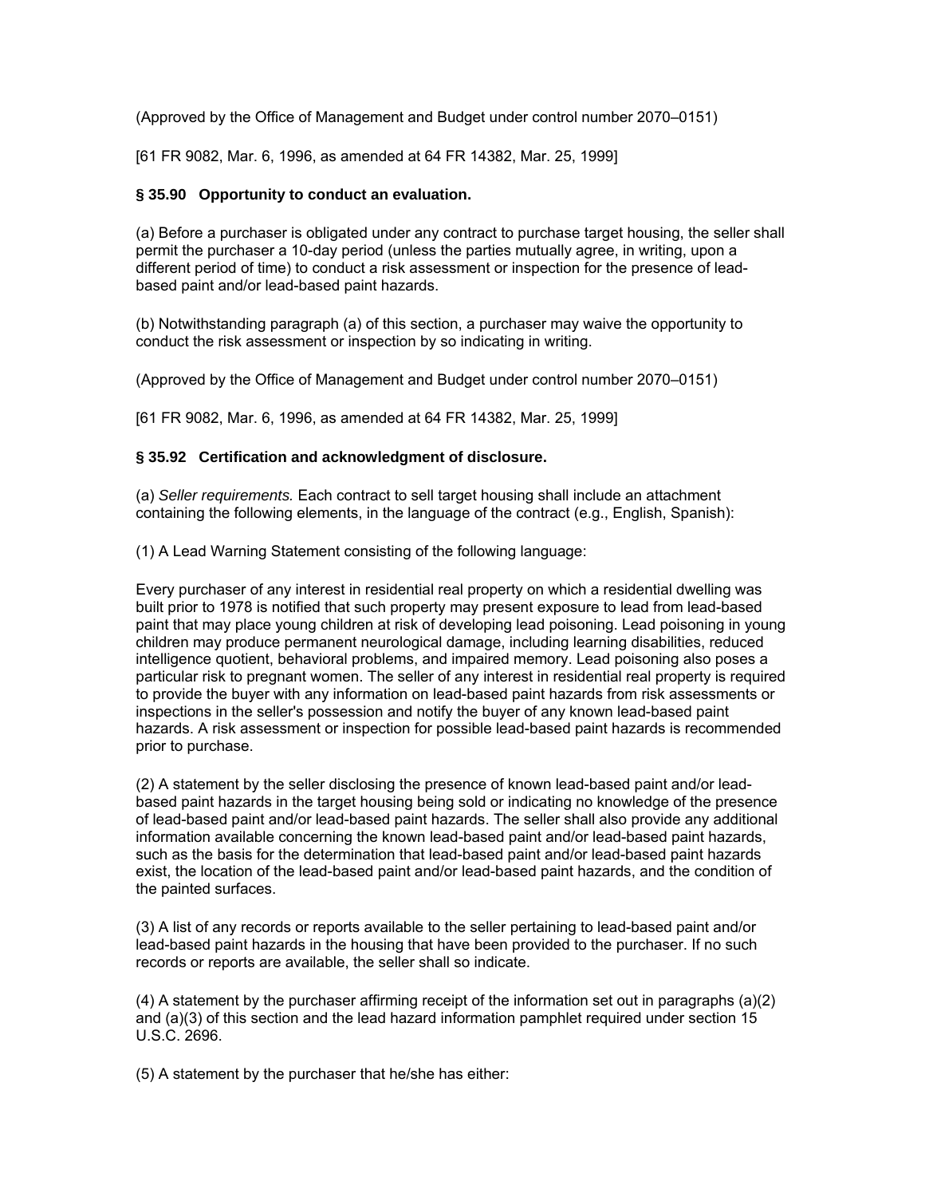(Approved by the Office of Management and Budget under control number 2070–0151)

[61 FR 9082, Mar. 6, 1996, as amended at 64 FR 14382, Mar. 25, 1999]

### § 35.90 Opportunity to conduct an evaluation.

(a) Before a purchaser is obligated under any contract to purchase target housing, the seller shall permit the purchaser a 10-day period (unless the parties mutually agree, in writing, upon a different period of time) to conduct a risk assessment or inspection for the presence of lead-based paint and/or lead-based paint hazards.

(b) Notwithstanding paragraph (a) of this section, a purchaser may waive the opportunity to conduct the risk assessment or inspection by so indicating in writing.

(Approved by the Office of Management and Budget under control number 2070–0151)

[61 FR 9082, Mar. 6, 1996, as amended at 64 FR 14382, Mar. 25, 1999]

### § 35.92 Certification and acknowledgment of disclosure.

(a) *Seller requirements.* Each contract to sell target housing shall include an attachment containing the following elements, in the language of the contract (e.g., English, Spanish):

(1) A Lead Warning Statement consisting of the following language:

Every purchaser of any interest in residential real property on which a residential dwelling was built prior to 1978 is notified that such property may present exposure to lead from lead-based paint that may place young children at risk of developing lead poisoning. Lead poisoning in young children may produce permanent neurological damage, including learning disabilities, reduced intelligence quotient, behavioral problems, and impaired memory. Lead poisoning also poses a particular risk to pregnant women. The seller of any interest in residential real property is required to provide the buyer with any information on lead-based paint hazards from risk assessments or inspections in the seller's possession and notify the buyer of any known lead-based paint hazards. A risk assessment or inspection for possible lead-based paint hazards is recommended prior to purchase.

(2) A statement by the seller disclosing the presence of known lead-based paint and/or lead-based paint hazards in the target housing being sold or indicating no knowledge of the presence of lead-based paint and/or lead-based paint hazards. The seller shall also provide any additional information available concerning the known lead-based paint and/or lead-based paint hazards, such as the basis for the determination that lead-based paint and/or lead-based paint hazards exist, the location of the lead-based paint and/or lead-based paint hazards, and the condition of the painted surfaces.

(3) A list of any records or reports available to the seller pertaining to lead-based paint and/or lead-based paint hazards in the housing that have been provided to the purchaser. If no such records or reports are available, the seller shall so indicate.

(4) A statement by the purchaser affirming receipt of the information set out in paragraphs (a)(2) and (a)(3) of this section and the lead hazard information pamphlet required under section 15 U.S.C. 2696.

(5) A statement by the purchaser that he/she has either: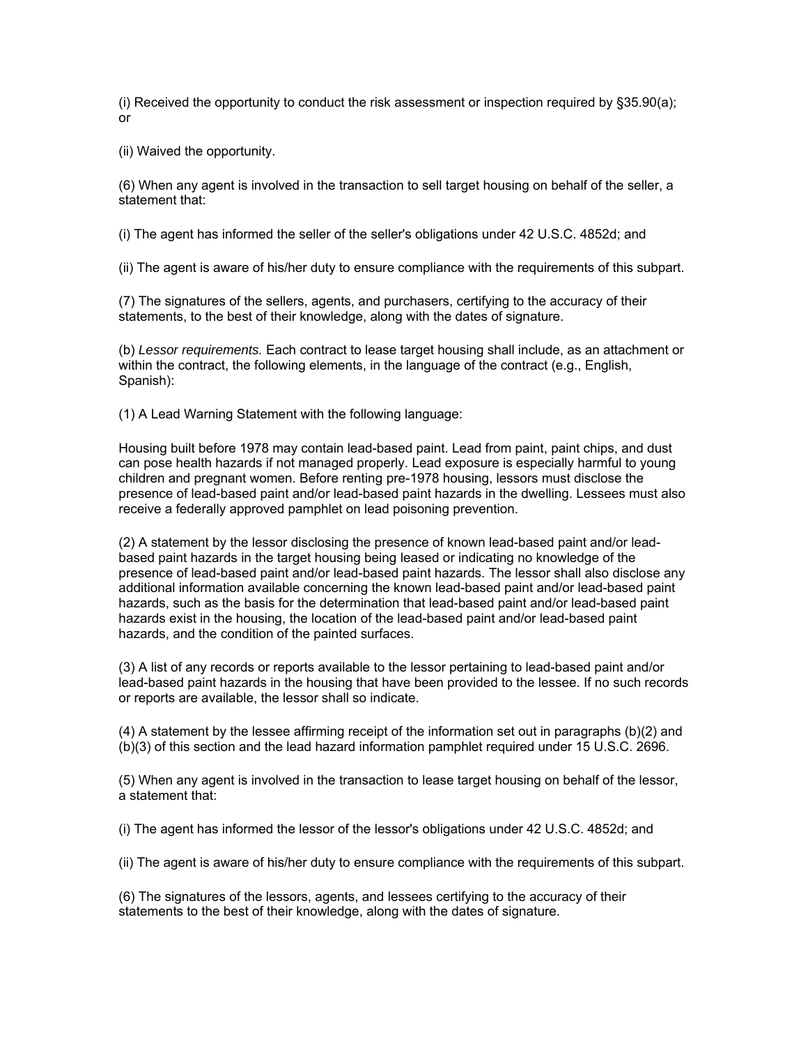(i) Received the opportunity to conduct the risk assessment or inspection required by §35.90(a); or

(ii) Waived the opportunity.

(6) When any agent is involved in the transaction to sell target housing on behalf of the seller, a statement that:

(i) The agent has informed the seller of the seller's obligations under 42 U.S.C. 4852d; and

(ii) The agent is aware of his/her duty to ensure compliance with the requirements of this subpart.

(7) The signatures of the sellers, agents, and purchasers, certifying to the accuracy of their statements, to the best of their knowledge, along with the dates of signature.

(b) *Lessor requirements.* Each contract to lease target housing shall include, as an attachment or within the contract, the following elements, in the language of the contract (e.g., English, Spanish):

(1) A Lead Warning Statement with the following language:

Housing built before 1978 may contain lead-based paint. Lead from paint, paint chips, and dust can pose health hazards if not managed properly. Lead exposure is especially harmful to young children and pregnant women. Before renting pre-1978 housing, lessors must disclose the presence of lead-based paint and/or lead-based paint hazards in the dwelling. Lessees must also receive a federally approved pamphlet on lead poisoning prevention.

(2) A statement by the lessor disclosing the presence of known lead-based paint and/or lead-based paint hazards in the target housing being leased or indicating no knowledge of the presence of lead-based paint and/or lead-based paint hazards. The lessor shall also disclose any additional information available concerning the known lead-based paint and/or lead-based paint hazards, such as the basis for the determination that lead-based paint and/or lead-based paint hazards exist in the housing, the location of the lead-based paint and/or lead-based paint hazards, and the condition of the painted surfaces.

(3) A list of any records or reports available to the lessor pertaining to lead-based paint and/or lead-based paint hazards in the housing that have been provided to the lessee. If no such records or reports are available, the lessor shall so indicate.

(4) A statement by the lessee affirming receipt of the information set out in paragraphs (b)(2) and (b)(3) of this section and the lead hazard information pamphlet required under 15 U.S.C. 2696.

(5) When any agent is involved in the transaction to lease target housing on behalf of the lessor, a statement that:

(i) The agent has informed the lessor of the lessor's obligations under 42 U.S.C. 4852d; and

(ii) The agent is aware of his/her duty to ensure compliance with the requirements of this subpart.

(6) The signatures of the lessors, agents, and lessees certifying to the accuracy of their statements to the best of their knowledge, along with the dates of signature.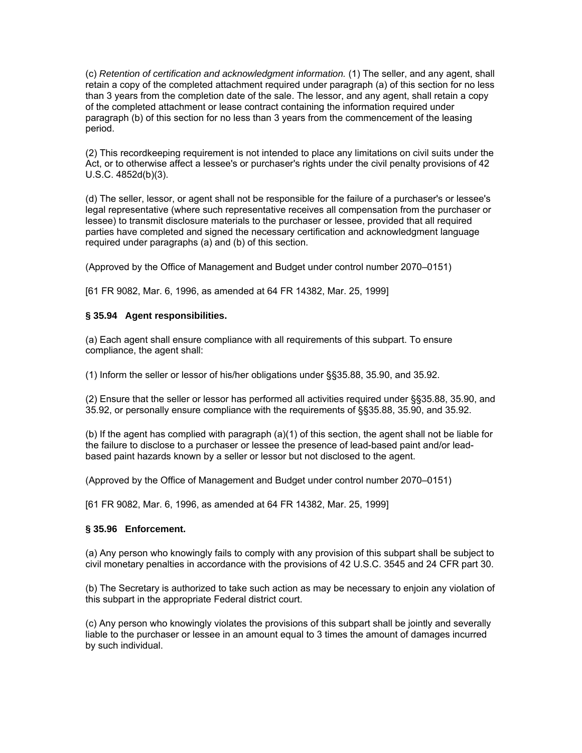(c) *Retention of certification and acknowledgment information.* (1) The seller, and any agent, shall retain a copy of the completed attachment required under paragraph (a) of this section for no less than 3 years from the completion date of the sale. The lessor, and any agent, shall retain a copy of the completed attachment or lease contract containing the information required under paragraph (b) of this section for no less than 3 years from the commencement of the leasing period.

(2) This recordkeeping requirement is not intended to place any limitations on civil suits under the Act, or to otherwise affect a lessee's or purchaser's rights under the civil penalty provisions of 42 U.S.C. 4852d(b)(3).

(d) The seller, lessor, or agent shall not be responsible for the failure of a purchaser's or lessee's legal representative (where such representative receives all compensation from the purchaser or lessee) to transmit disclosure materials to the purchaser or lessee, provided that all required parties have completed and signed the necessary certification and acknowledgment language required under paragraphs (a) and (b) of this section.

(Approved by the Office of Management and Budget under control number 2070–0151)

[61 FR 9082, Mar. 6, 1996, as amended at 64 FR 14382, Mar. 25, 1999]

### § 35.94 Agent responsibilities.

(a) Each agent shall ensure compliance with all requirements of this subpart. To ensure compliance, the agent shall:

(1) Inform the seller or lessor of his/her obligations under §§35.88, 35.90, and 35.92.

(2) Ensure that the seller or lessor has performed all activities required under §§35.88, 35.90, and 35.92, or personally ensure compliance with the requirements of §§35.88, 35.90, and 35.92.

(b) If the agent has complied with paragraph (a)(1) of this section, the agent shall not be liable for the failure to disclose to a purchaser or lessee the presence of lead-based paint and/or lead-based paint hazards known by a seller or lessor but not disclosed to the agent.

(Approved by the Office of Management and Budget under control number 2070–0151)

[61 FR 9082, Mar. 6, 1996, as amended at 64 FR 14382, Mar. 25, 1999]

### § 35.96 Enforcement.

(a) Any person who knowingly fails to comply with any provision of this subpart shall be subject to civil monetary penalties in accordance with the provisions of 42 U.S.C. 3545 and 24 CFR part 30.

(b) The Secretary is authorized to take such action as may be necessary to enjoin any violation of this subpart in the appropriate Federal district court.

(c) Any person who knowingly violates the provisions of this subpart shall be jointly and severally liable to the purchaser or lessee in an amount equal to 3 times the amount of damages incurred by such individual.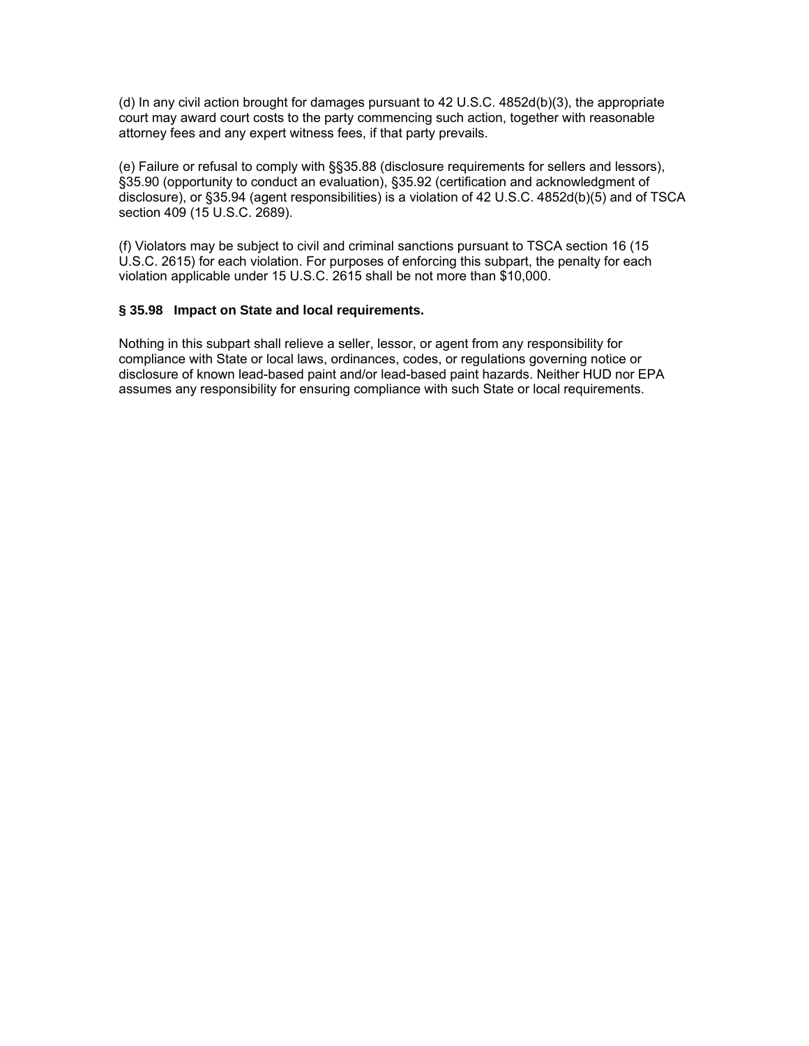(d) In any civil action brought for damages pursuant to 42 U.S.C. 4852d(b)(3), the appropriate court may award court costs to the party commencing such action, together with reasonable attorney fees and any expert witness fees, if that party prevails.

(e) Failure or refusal to comply with §§35.88 (disclosure requirements for sellers and lessors), §35.90 (opportunity to conduct an evaluation), §35.92 (certification and acknowledgment of disclosure), or §35.94 (agent responsibilities) is a violation of 42 U.S.C. 4852d(b)(5) and of TSCA section 409 (15 U.S.C. 2689).

(f) Violators may be subject to civil and criminal sanctions pursuant to TSCA section 16 (15 U.S.C. 2615) for each violation. For purposes of enforcing this subpart, the penalty for each violation applicable under 15 U.S.C. 2615 shall be not more than $10,000.

### § 35.98 Impact on State and local requirements.

Nothing in this subpart shall relieve a seller, lessor, or agent from any responsibility for compliance with State or local laws, ordinances, codes, or regulations governing notice or disclosure of known lead-based paint and/or lead-based paint hazards. Neither HUD nor EPA assumes any responsibility for ensuring compliance with such State or local requirements.